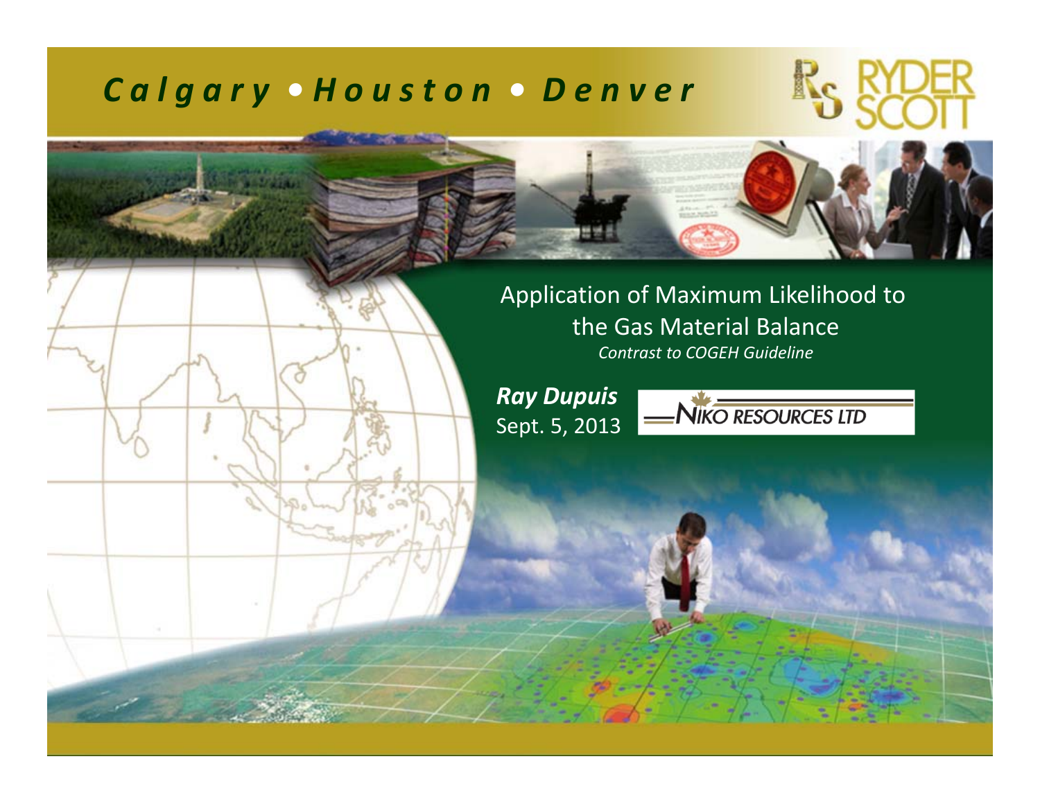*Calgary • Houston • Denver*

RYDER SCOTT

# Application of Maximum Likelihood to the Gas Material Balance

*Contrast to COGEH Guideline*

***Ray Dupuis***

Sept. 5, 2013

NIKO RESOURCES LTD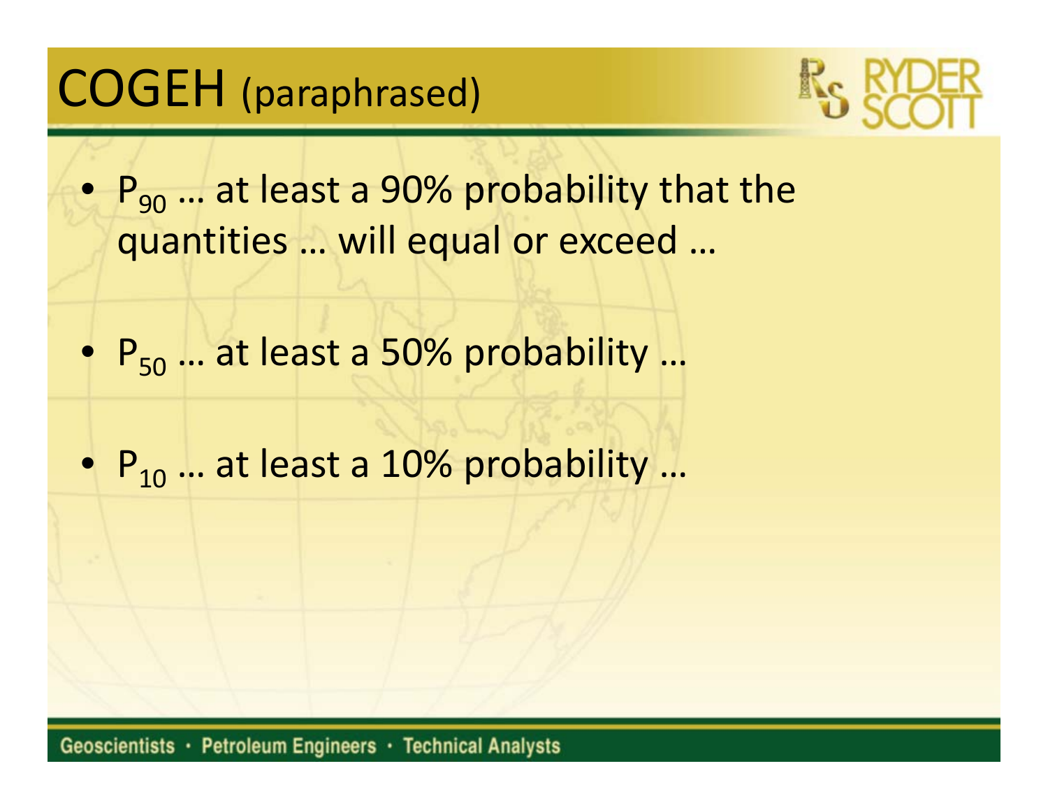# COGEH (paraphrased)

- $P_{90}$ … at least a 90% probability that the quantities … will equal or exceed …

- $P_{50}$ … at least a 50% probability …

- $P_{10}$ … at least a 10% probability …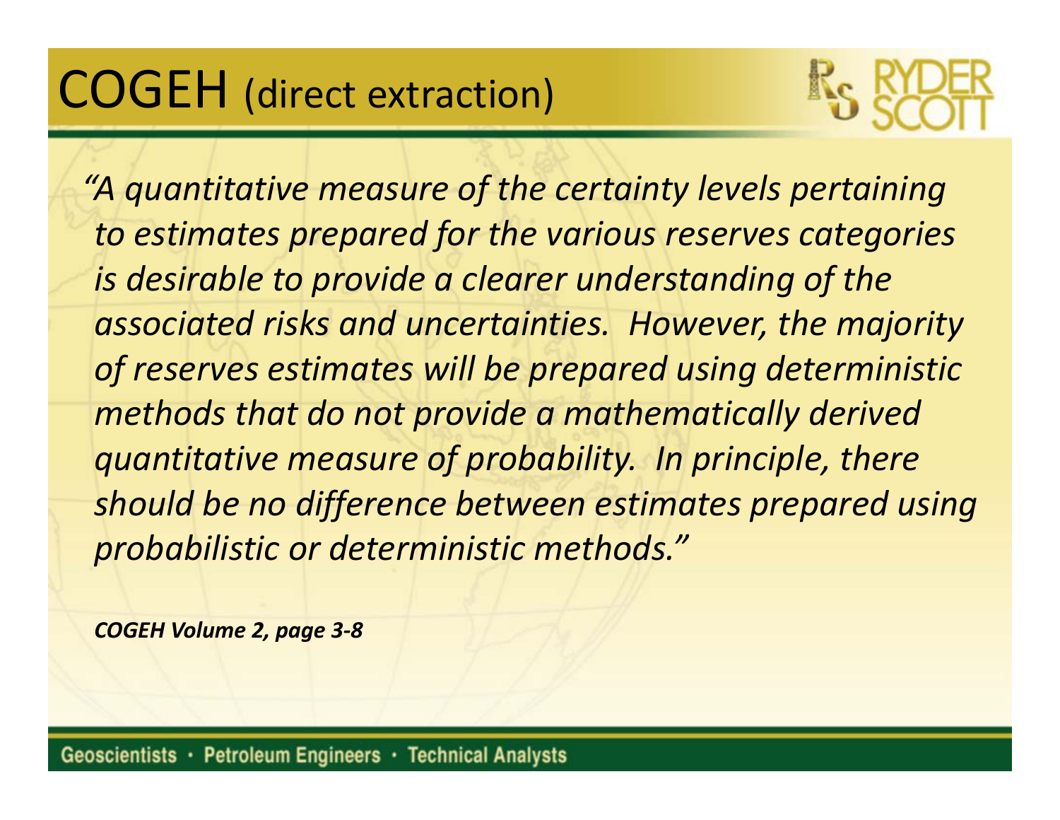# COGEH (direct extraction)

*"A quantitative measure of the certainty levels pertaining to estimates prepared for the various reserves categories is desirable to provide a clearer understanding of the associated risks and uncertainties. However, the majority of reserves estimates will be prepared using deterministic methods that do not provide a mathematically derived quantitative measure of probability. In principle, there should be no difference between estimates prepared using probabilistic or deterministic methods."*

***COGEH Volume 2, page 3-8***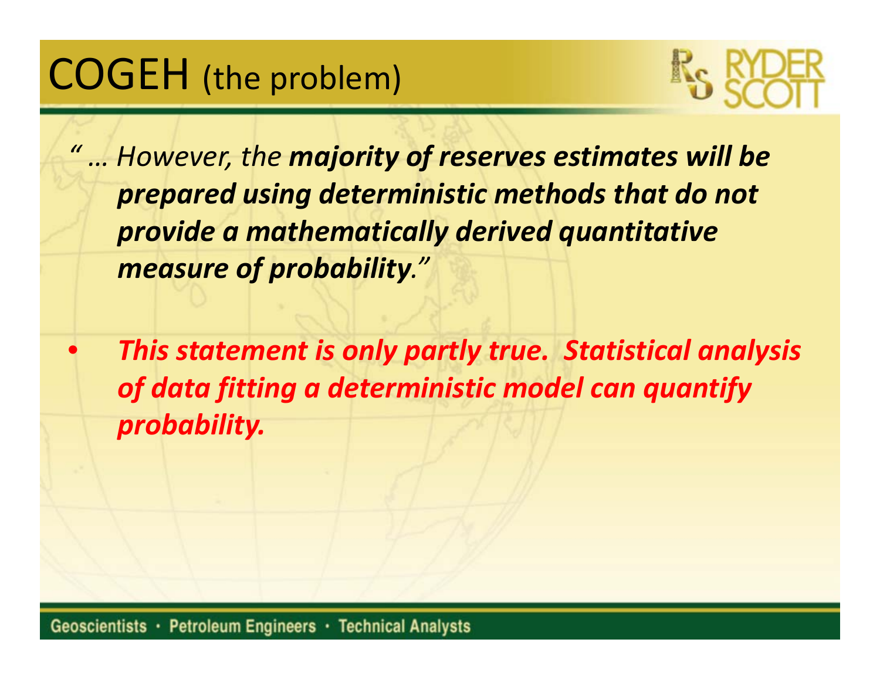# COGEH (the problem)

*" … However, the* ***majority of reserves estimates will be prepared using deterministic methods that do not provide a mathematically derived quantitative measure of probability****."*

- ***This statement is only partly true. Statistical analysis of data fitting a deterministic model can quantify probability.***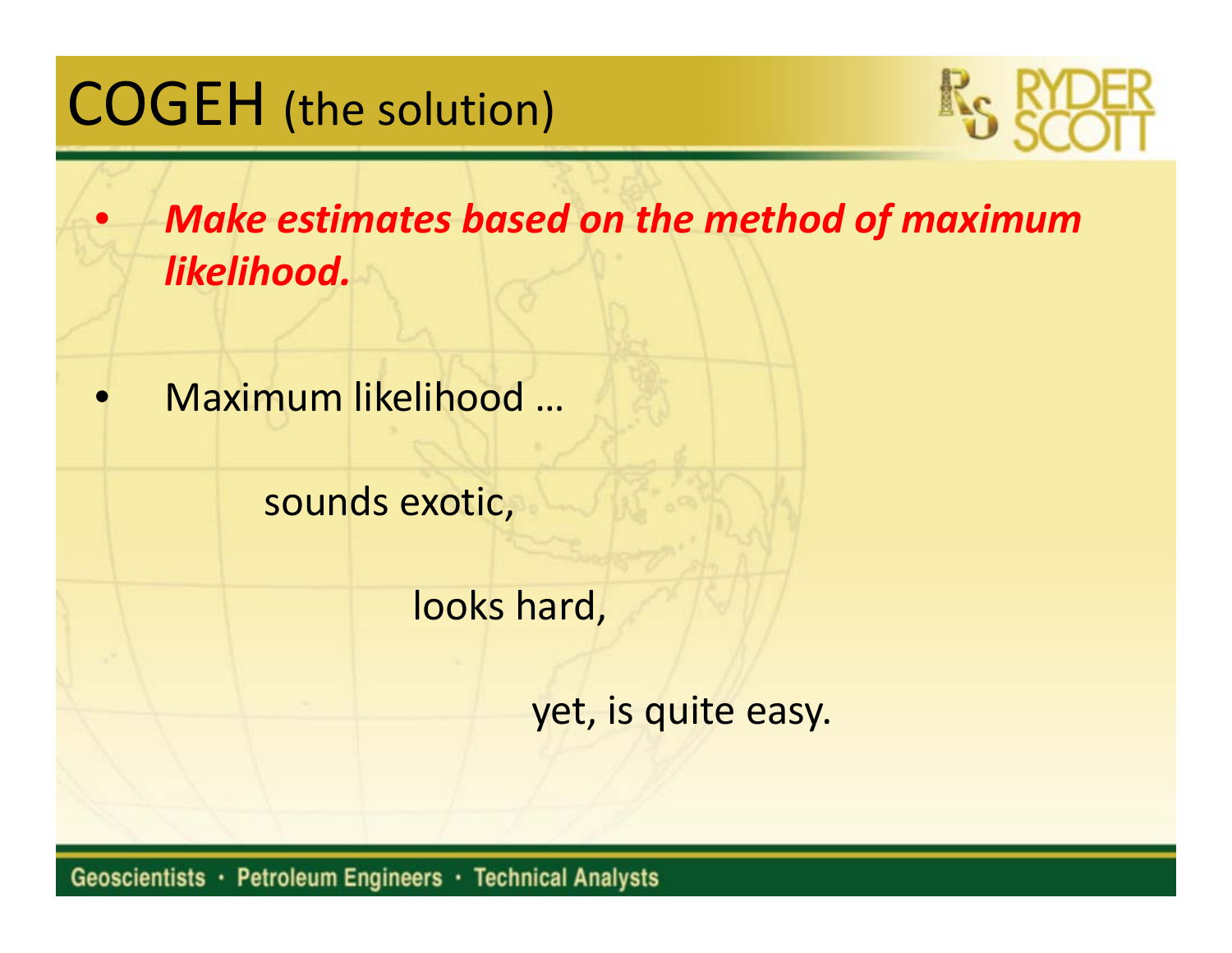# COGEH (the solution)

- ***Make estimates based on the method of maximum likelihood.***

- Maximum likelihood …

  sounds exotic,

  looks hard,

  yet, is quite easy.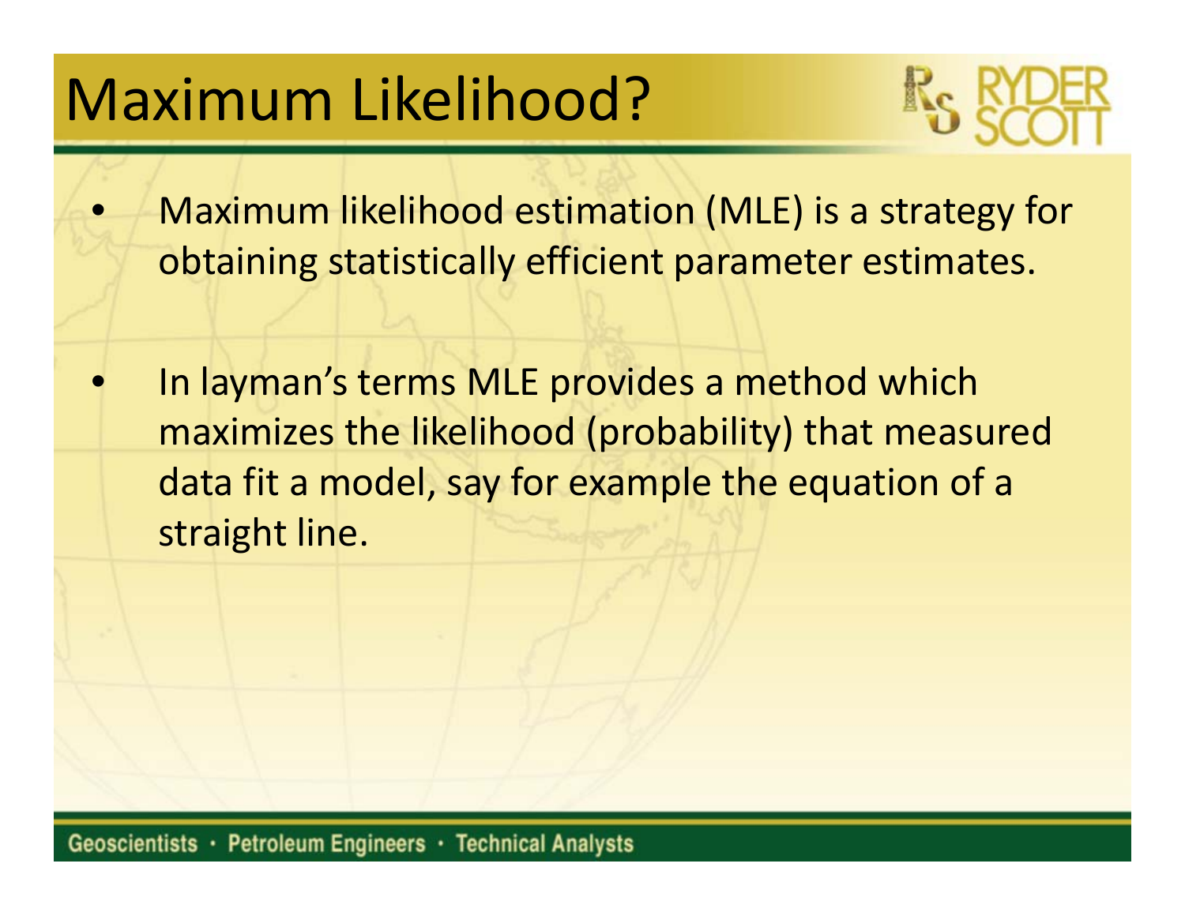# Maximum Likelihood?

- Maximum likelihood estimation (MLE) is a strategy for obtaining statistically efficient parameter estimates.
- In layman's terms MLE provides a method which maximizes the likelihood (probability) that measured data fit a model, say for example the equation of a straight line.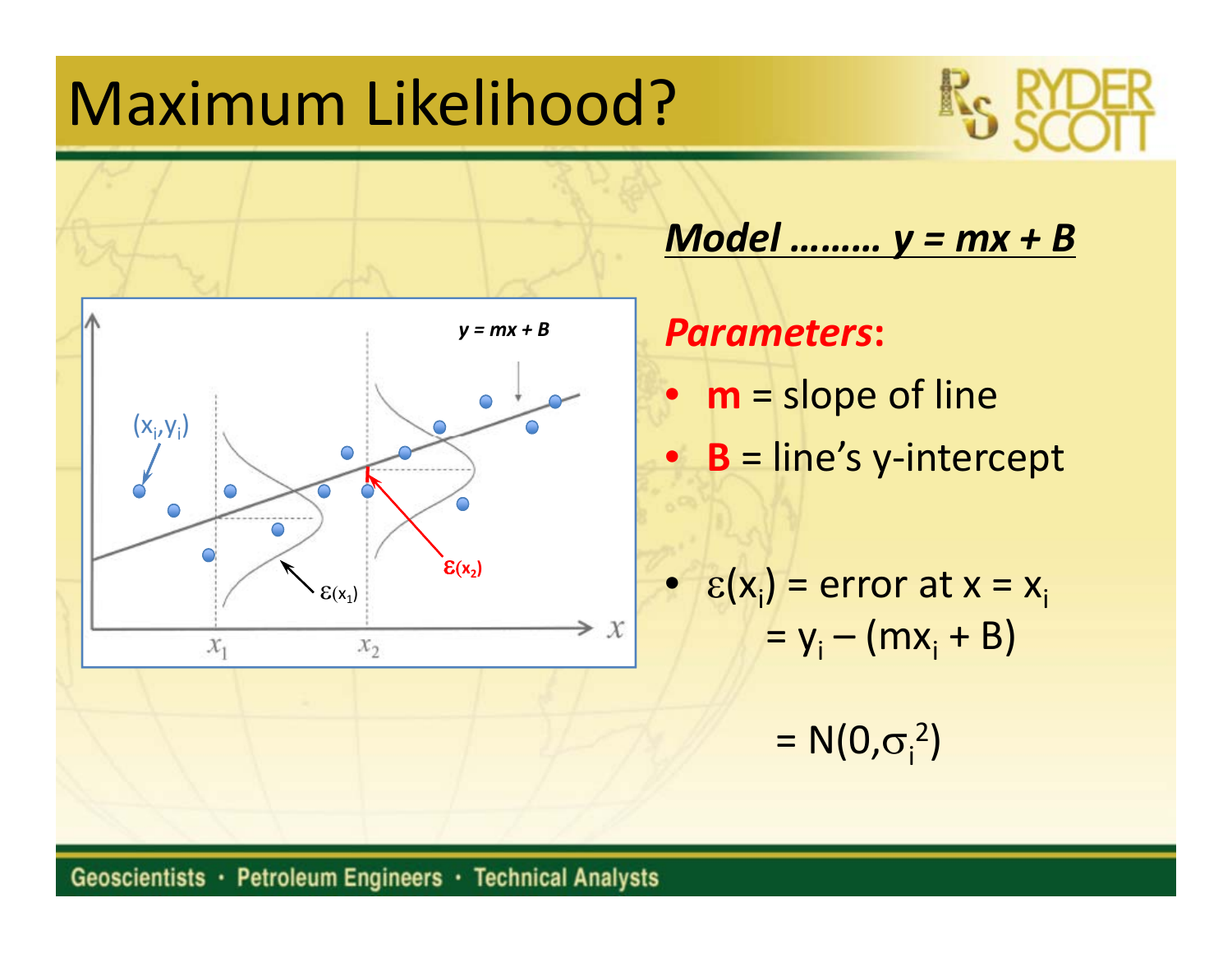# Maximum Likelihood?

***Model ……… y = mx + B***

***Parameters*:**

- **m** = slope of line
- **B** = line's y-intercept

- $\varepsilon(x_i)$ = error at $x = x_i$
  $= y_i - (mx_i + B)$

  $= N(0,\sigma_i^2)$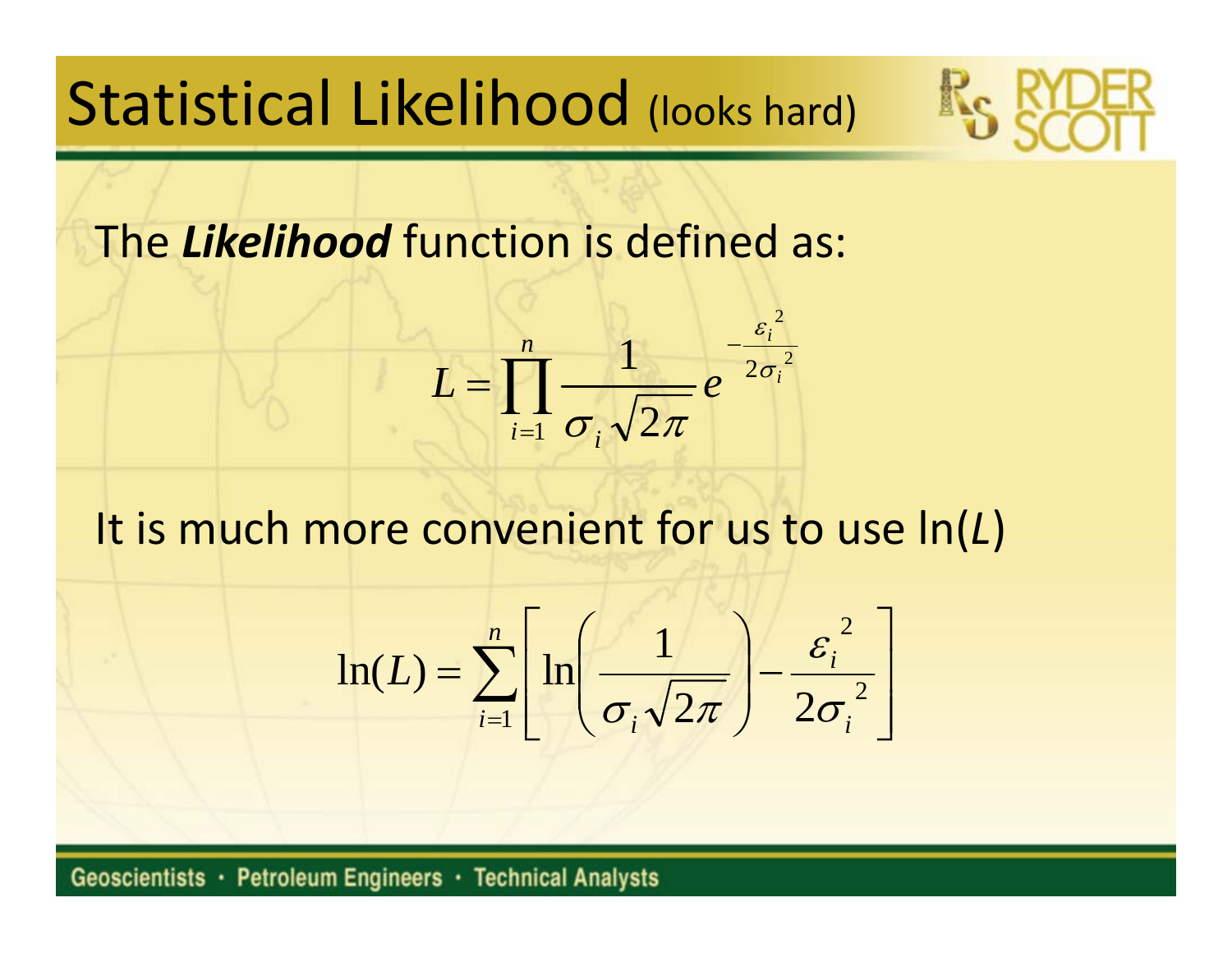# Statistical Likelihood (looks hard)

The ***Likelihood*** function is defined as:

$$L = \prod_{i=1}^{n} \frac{1}{\sigma_i \sqrt{2\pi}} e^{-\frac{\varepsilon_i^2}{2\sigma_i^2}}$$

It is much more convenient for us to use ln(*L*)

$$\ln(L) = \sum_{i=1}^{n} \left[ \ln\left( \frac{1}{\sigma_i \sqrt{2\pi}} \right) - \frac{\varepsilon_i^2}{2\sigma_i^2} \right]$$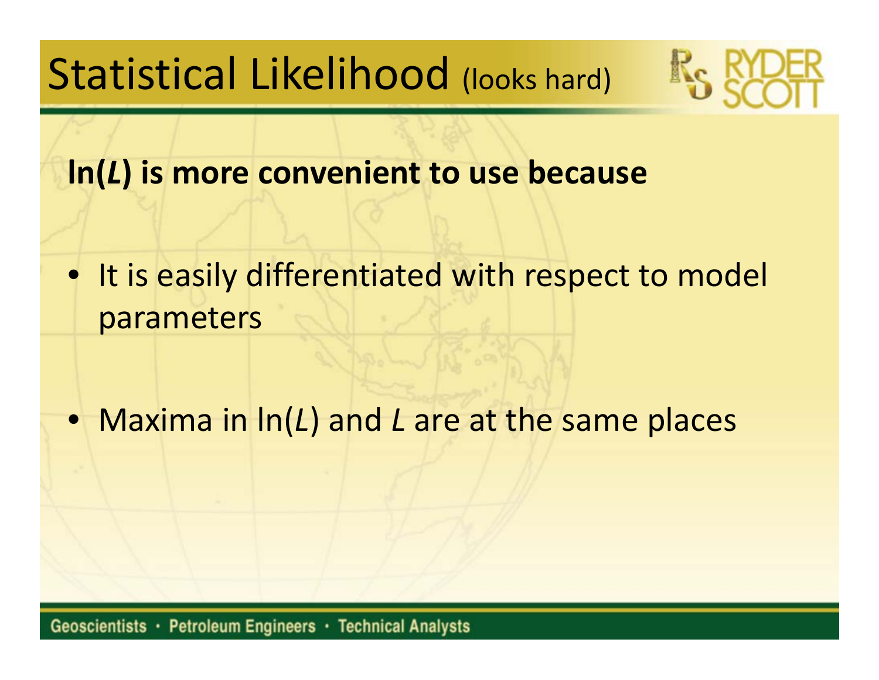# Statistical Likelihood (looks hard)

**ln(*L*) is more convenient to use because**

- It is easily differentiated with respect to model parameters
- Maxima in ln(*L*) and *L* are at the same places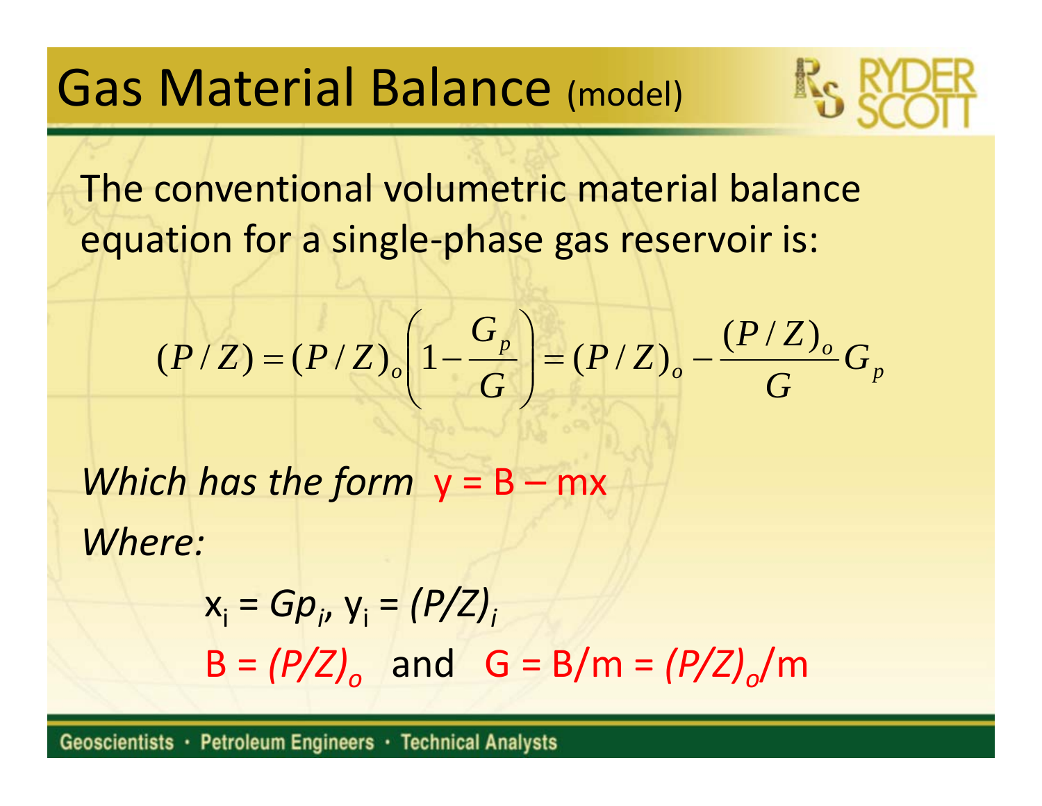# Gas Material Balance (model)

The conventional volumetric material balance equation for a single-phase gas reservoir is:

$$(P/Z) = (P/Z)_o \left(1 - \frac{G_p}{G}\right) = (P/Z)_o - \frac{(P/Z)_o}{G} G_p$$

*Which has the form* $y = B - mx$

*Where:*

$x_i = Gp_i$, $y_i = (P/Z)_i$

$B = (P/Z)_o$ and $G = B/m = (P/Z)_o/m$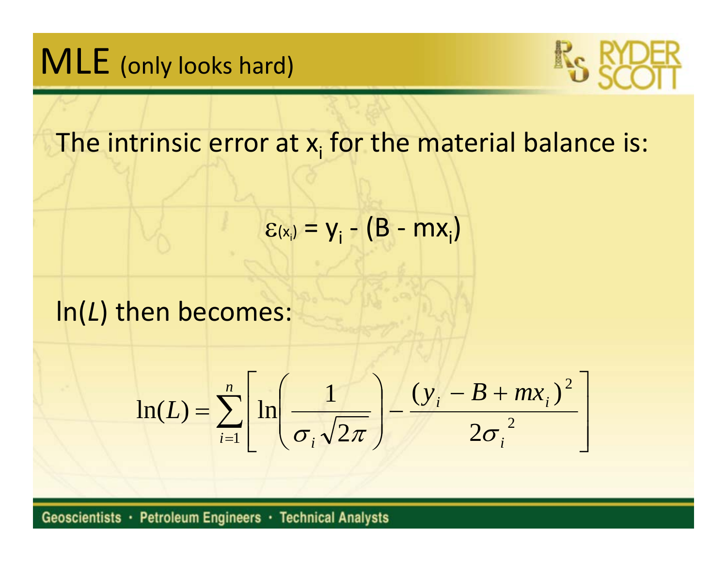# MLE (only looks hard)

The intrinsic error at $x_i$ for the material balance is:

$$\varepsilon_{(x_i)} = y_i - (B - mx_i)$$

ln(*L*) then becomes:

$$\ln(L) = \sum_{i=1}^{n} \left[ \ln\left( \frac{1}{\sigma_i \sqrt{2\pi}} \right) - \frac{(y_i - B + mx_i)^2}{2\sigma_i^2} \right]$$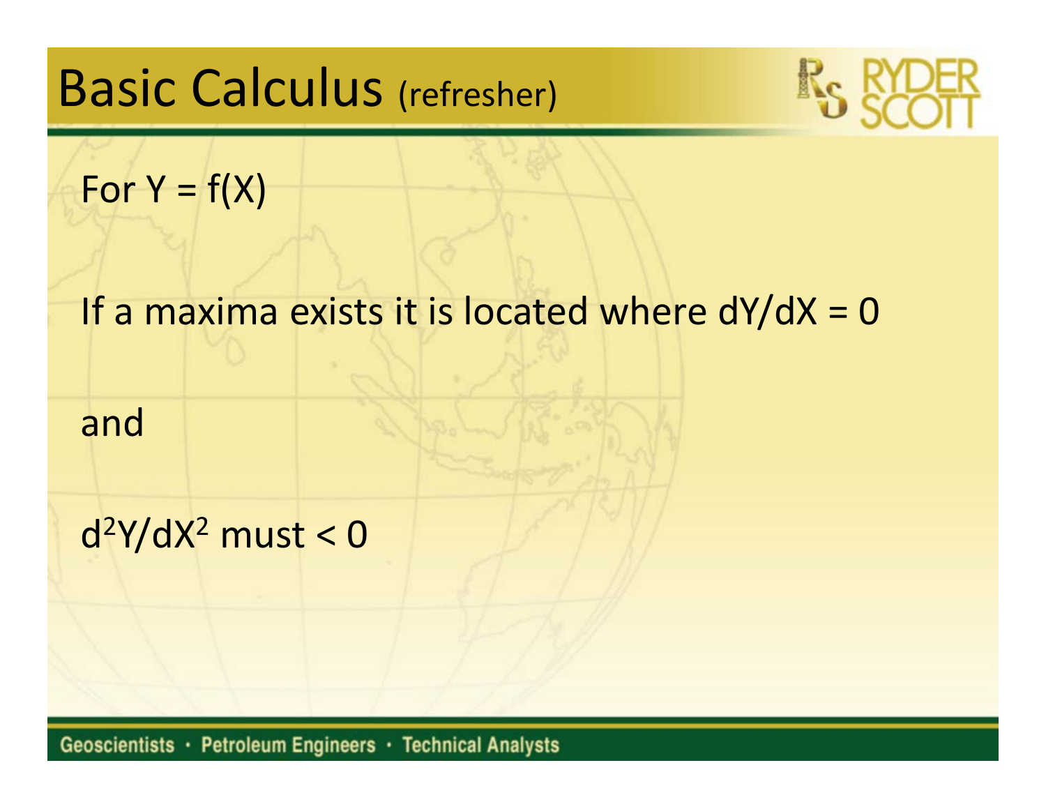# Basic Calculus (refresher)

For $Y = f(X)$

If a maxima exists it is located where $dY/dX = 0$

and

$d^2Y/dX^2$ must $< 0$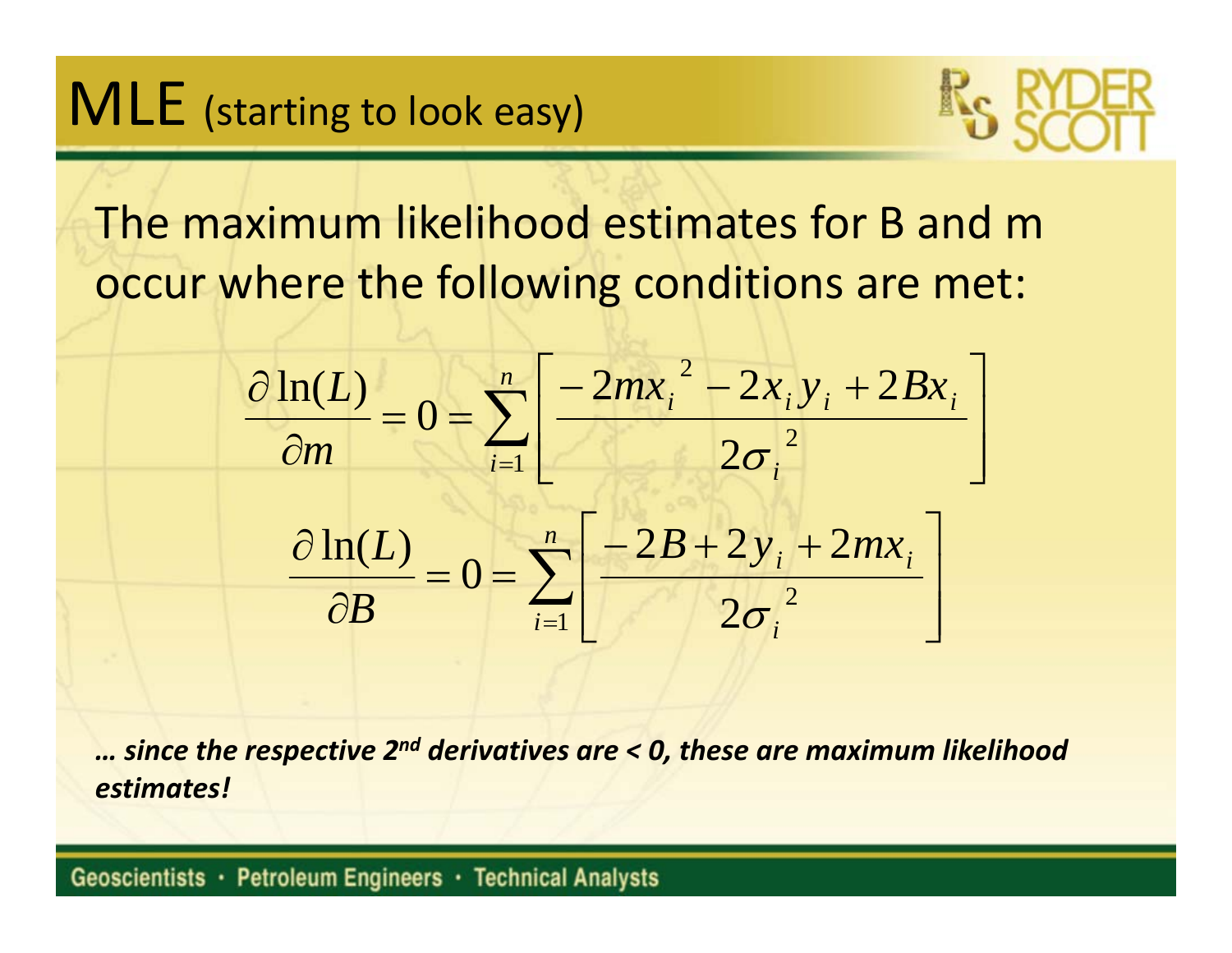# MLE (starting to look easy)

The maximum likelihood estimates for B and m occur where the following conditions are met:

$$\frac{\partial \ln(L)}{\partial m} = 0 = \sum_{i=1}^{n} \left[ \frac{-2m{x_i}^2 - 2x_i y_i + 2Bx_i}{2{\sigma_i}^2} \right]$$

$$\frac{\partial \ln(L)}{\partial B} = 0 = \sum_{i=1}^{n} \left[ \frac{-2B + 2y_i + 2mx_i}{2{\sigma_i}^2} \right]$$

***… since the respective 2nd derivatives are < 0, these are maximum likelihood estimates!***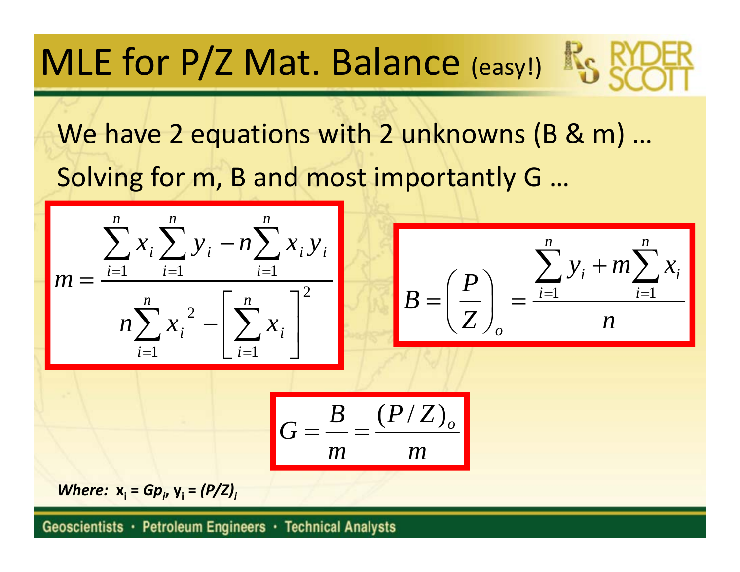# MLE for P/Z Mat. Balance (easy!)

We have 2 equations with 2 unknowns (B & m) …

Solving for m, B and most importantly G …

$$m = \frac{\sum_{i=1}^{n} x_i \sum_{i=1}^{n} y_i - n \sum_{i=1}^{n} x_i y_i}{n \sum_{i=1}^{n} x_i^{\,2} - \left[ \sum_{i=1}^{n} x_i \right]^2}$$

$$B = \left( \frac{P}{Z} \right)_o = \frac{\sum_{i=1}^{n} y_i + m \sum_{i=1}^{n} x_i}{n}$$

$$G = \frac{B}{m} = \frac{(P/Z)_o}{m}$$

***Where:*** $x_i = Gp_i$, $y_i = (P/Z)_i$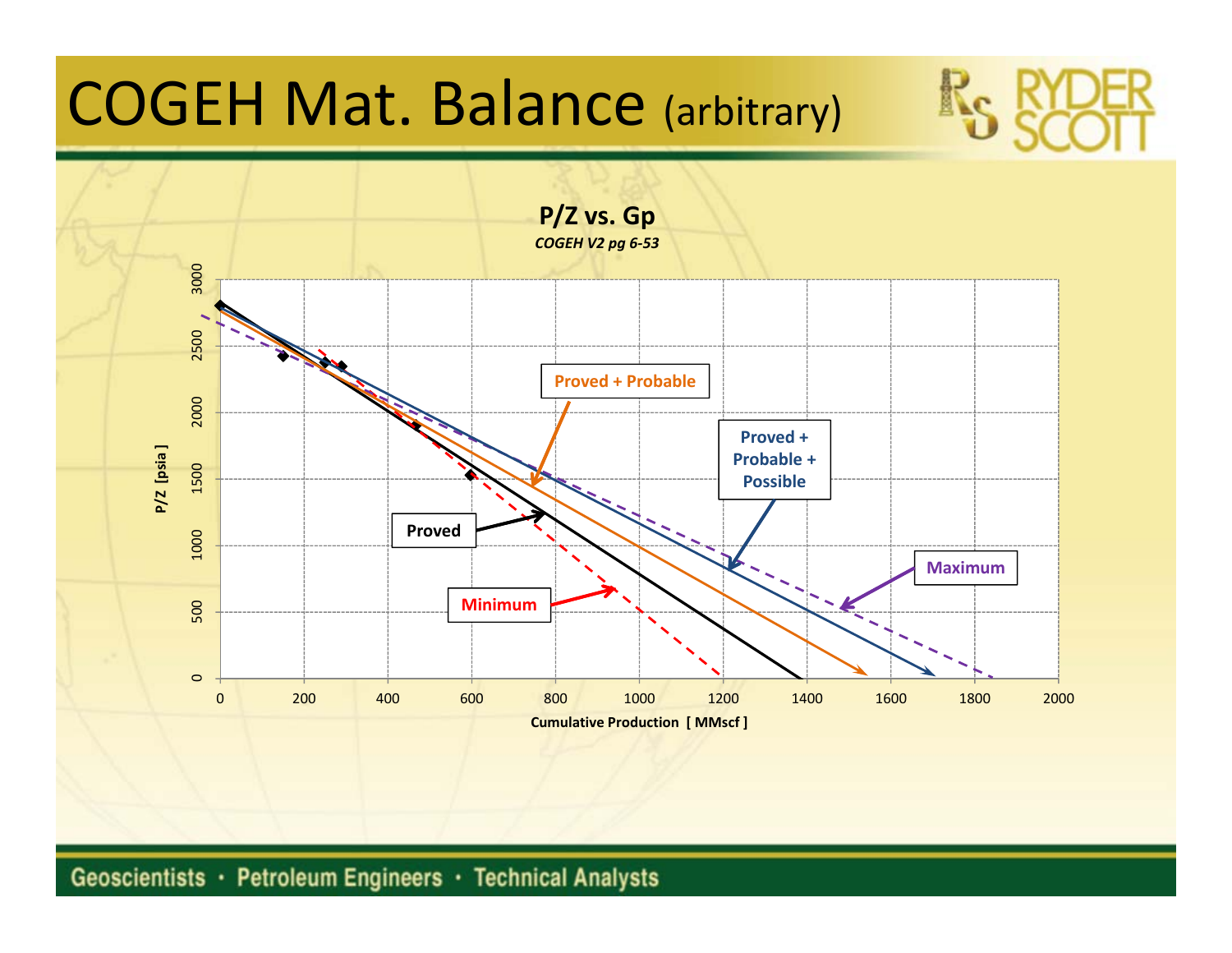# COGEH Mat. Balance (arbitrary)

**P/Z vs. Gp**

*COGEH V2 pg 6-53*

P/Z [psia]

Cumulative Production [ MMscf ]

Proved + Probable

Proved + Probable + Possible

Proved

Maximum

Minimum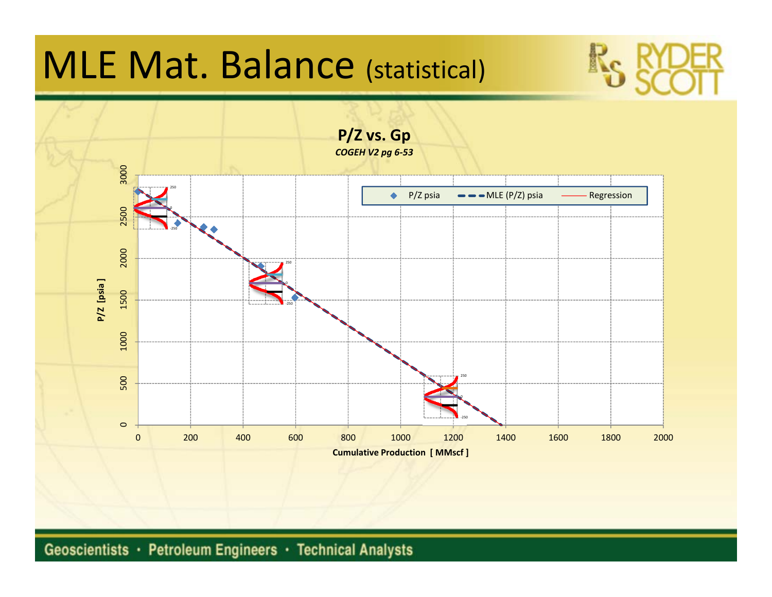# MLE Mat. Balance (statistical)

**P/Z vs. Gp**

***COGEH V2 pg 6-53***

P/Z psia | MLE (P/Z) psia | Regression

P/Z [psia]

Cumulative Production [ MMscf ]

Geoscientists · Petroleum Engineers · Technical Analysts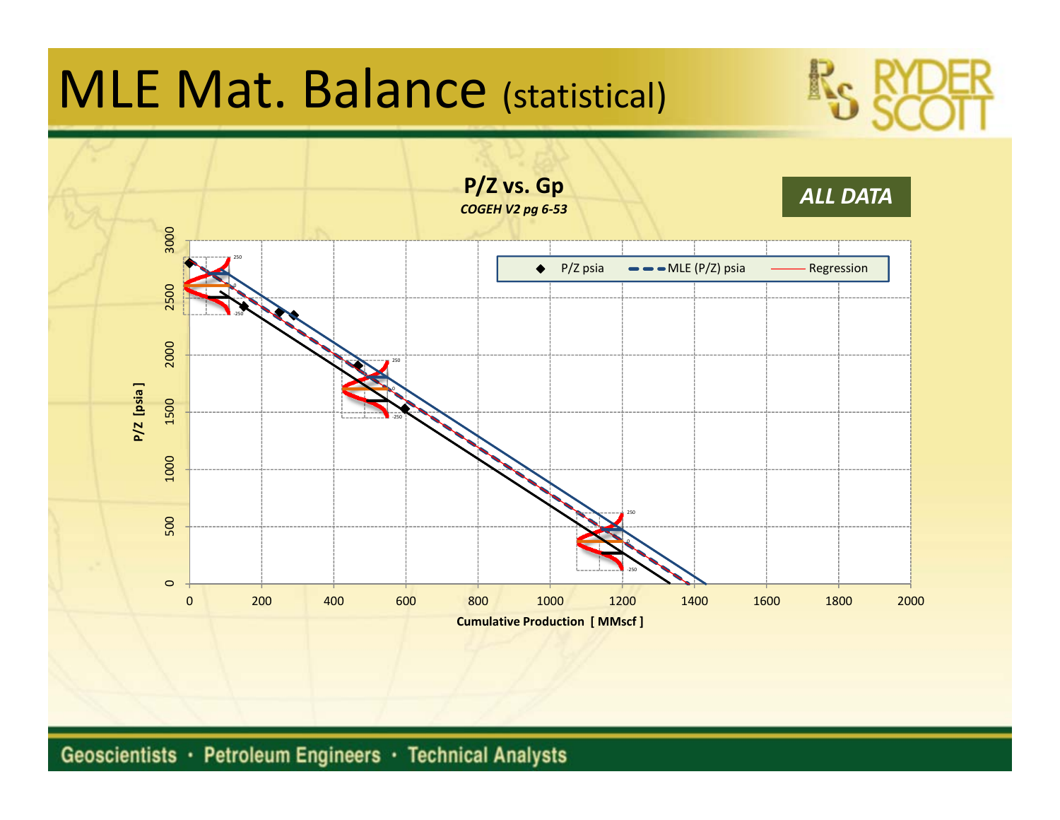# MLE Mat. Balance (statistical)

**P/Z vs. Gp**

*COGEH V2 pg 6-53*

***ALL DATA***

P/Z psia — MLE (P/Z) psia — Regression

P/Z [psia]

Cumulative Production [ MMscf ]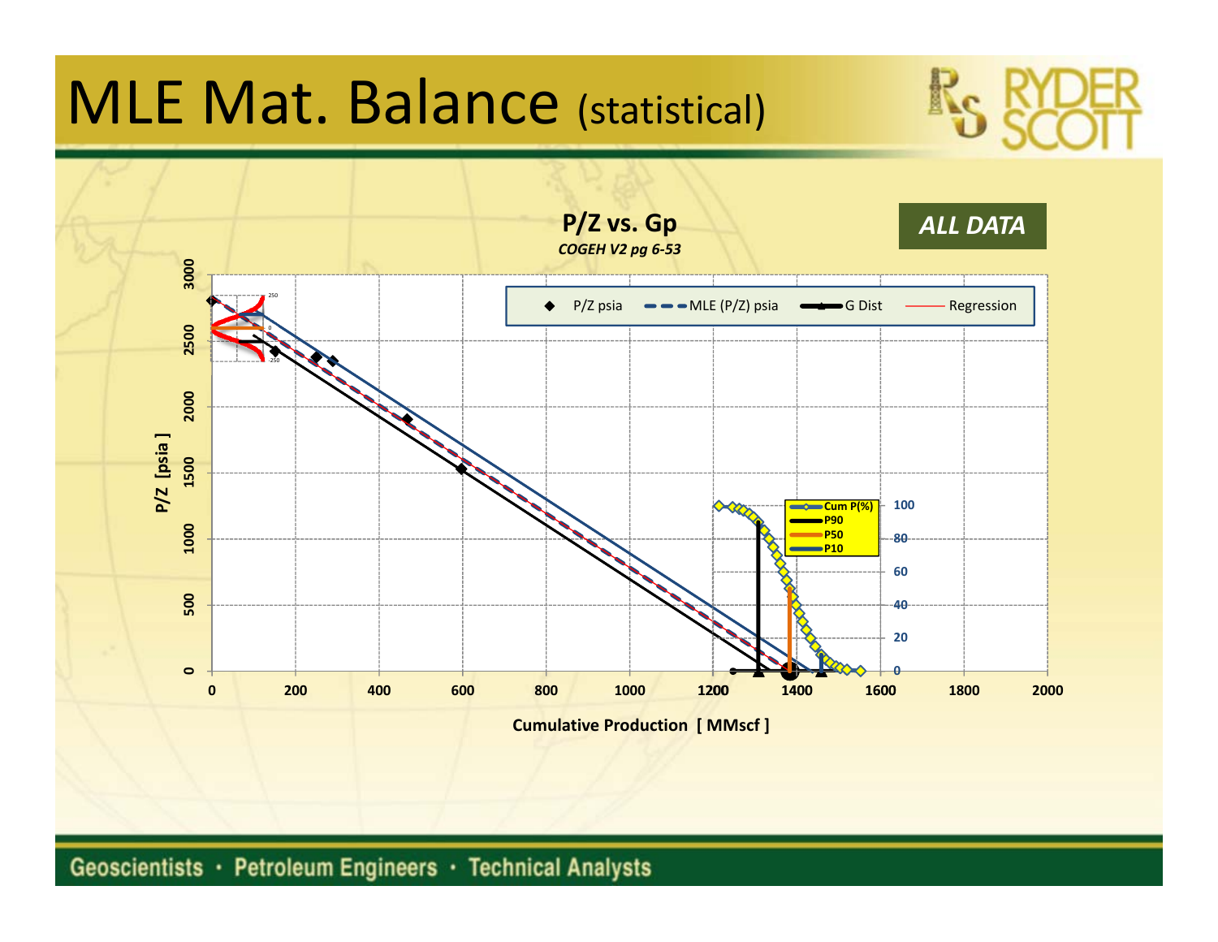# MLE Mat. Balance (statistical)

**P/Z vs. Gp**

*COGEH V2 pg 6-53*

**ALL DATA**

Legend: P/Z psia, MLE (P/Z) psia, G Dist, Regression

Cum P(%), P90, P50, P10

P/Z [psia]

Cumulative Production [ MMscf ]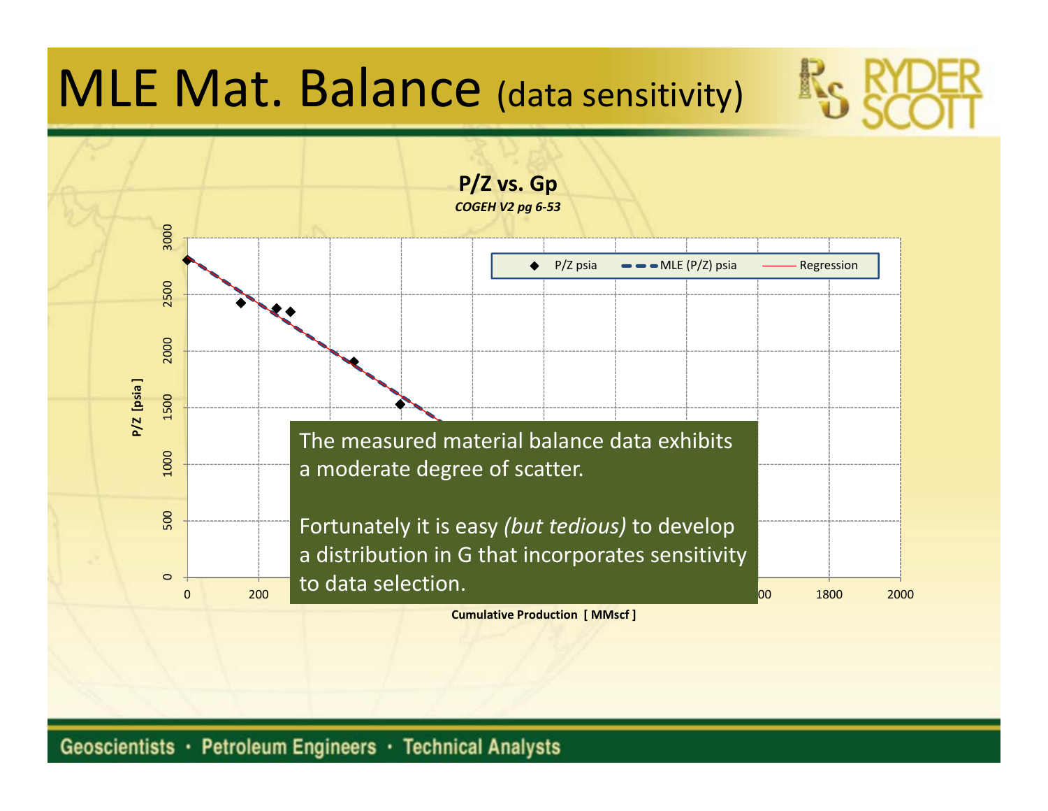# MLE Mat. Balance (data sensitivity)

**P/Z vs. Gp**

*COGEH V2 pg 6-53*

The measured material balance data exhibits a moderate degree of scatter.

Fortunately it is easy *(but tedious)* to develop a distribution in G that incorporates sensitivity to data selection.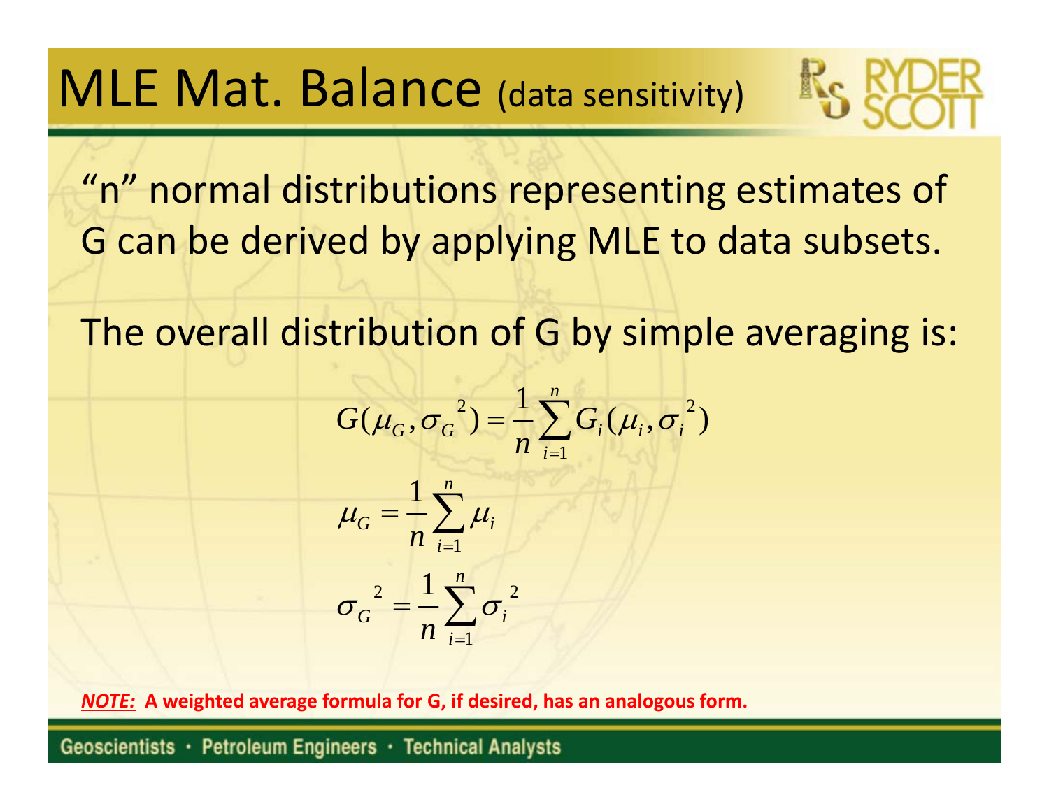# MLE Mat. Balance (data sensitivity)

"n" normal distributions representing estimates of G can be derived by applying MLE to data subsets.

The overall distribution of G by simple averaging is:

$$G(\mu_G, {\sigma_G}^2) = \frac{1}{n}\sum_{i=1}^{n} G_i(\mu_i, {\sigma_i}^2)$$

$$\mu_G = \frac{1}{n}\sum_{i=1}^{n} \mu_i$$

$$ {\sigma_G}^2 = \frac{1}{n}\sum_{i=1}^{n} {\sigma_i}^2$$

***NOTE:*** **A weighted average formula for G, if desired, has an analogous form.**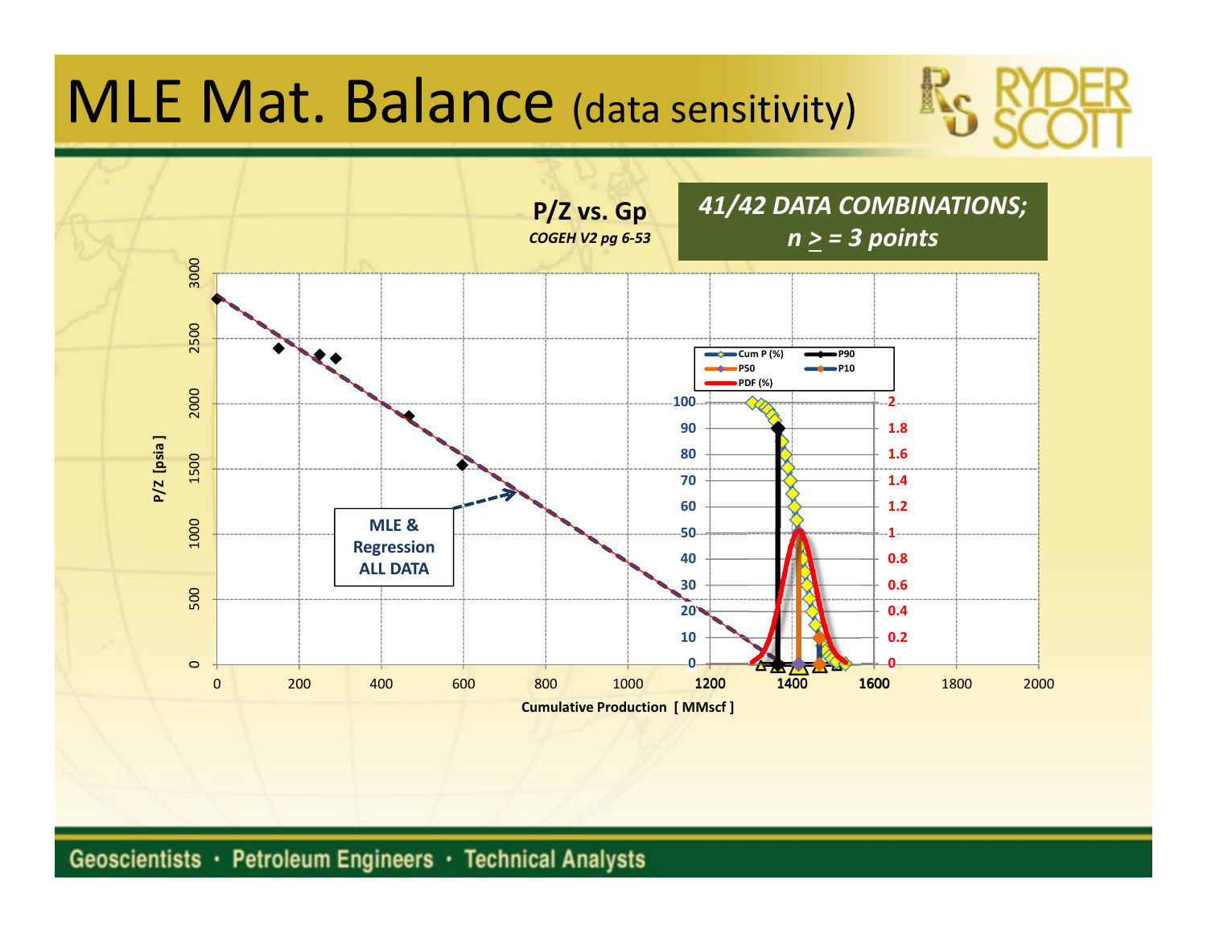# MLE Mat. Balance (data sensitivity)

**P/Z vs. Gp**

*COGEH V2 pg 6-53*

***41/42 DATA COMBINATIONS; n ≥ = 3 points***

MLE & Regression ALL DATA

Cum P (%) · P90 · P50 · P10 · PDF (%)

P/Z [psia]

Cumulative Production [ MMscf ]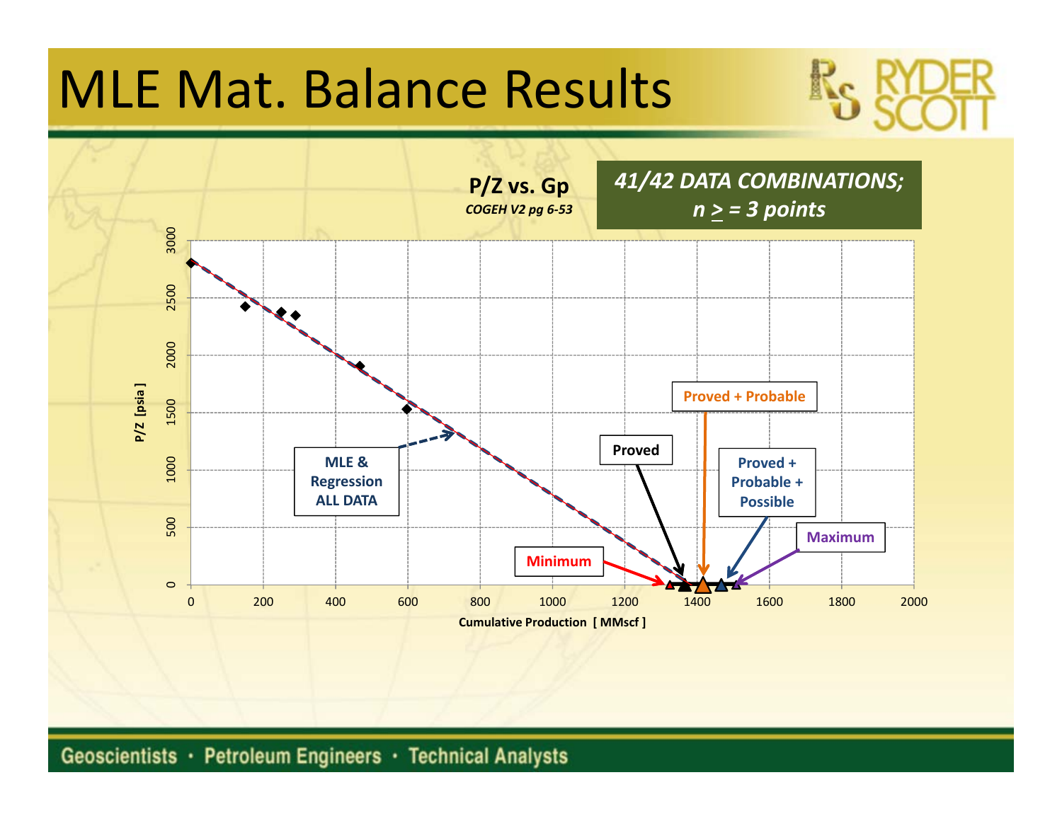# MLE Mat. Balance Results

**P/Z vs. Gp**
*COGEH V2 pg 6-53*

***41/42 DATA COMBINATIONS; n ≥ = 3 points***

P/Z [psia]

Cumulative Production [ MMscf ]

MLE & Regression ALL DATA

Proved

Proved + Probable

Proved + Probable + Possible

Minimum

Maximum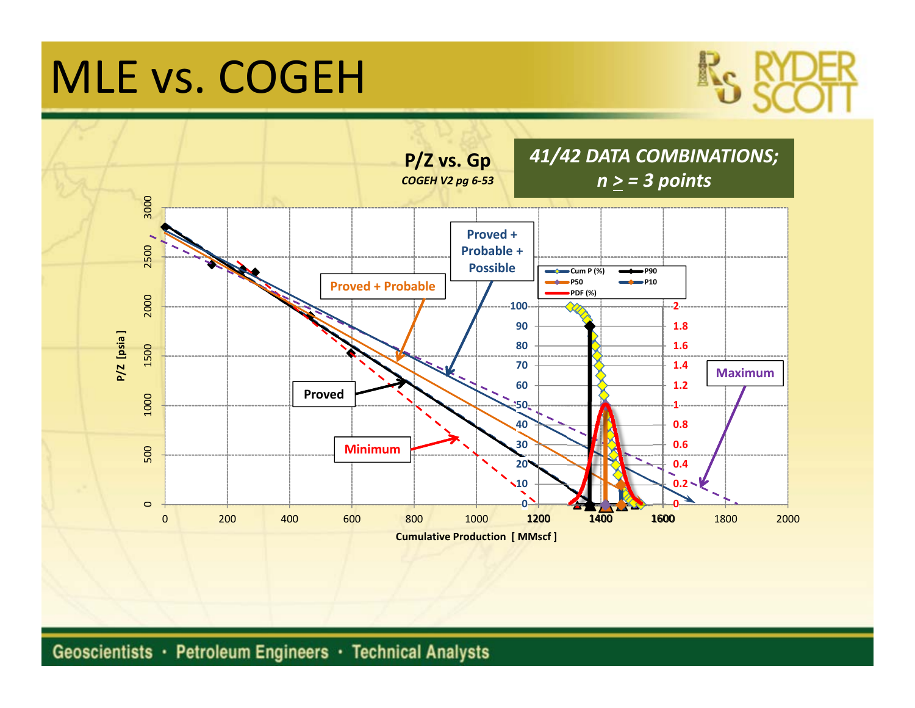# MLE vs. COGEH

**P/Z vs. Gp**

*COGEH V2 pg 6-53*

***41/42 DATA COMBINATIONS; n ≥ = 3 points***

Proved + Probable + Possible

Proved + Probable

Proved

Minimum

Maximum

Cum P (%) — P90 — P50 — P10 — PDF (%)

P/Z [psia]

Cumulative Production [ MMscf ]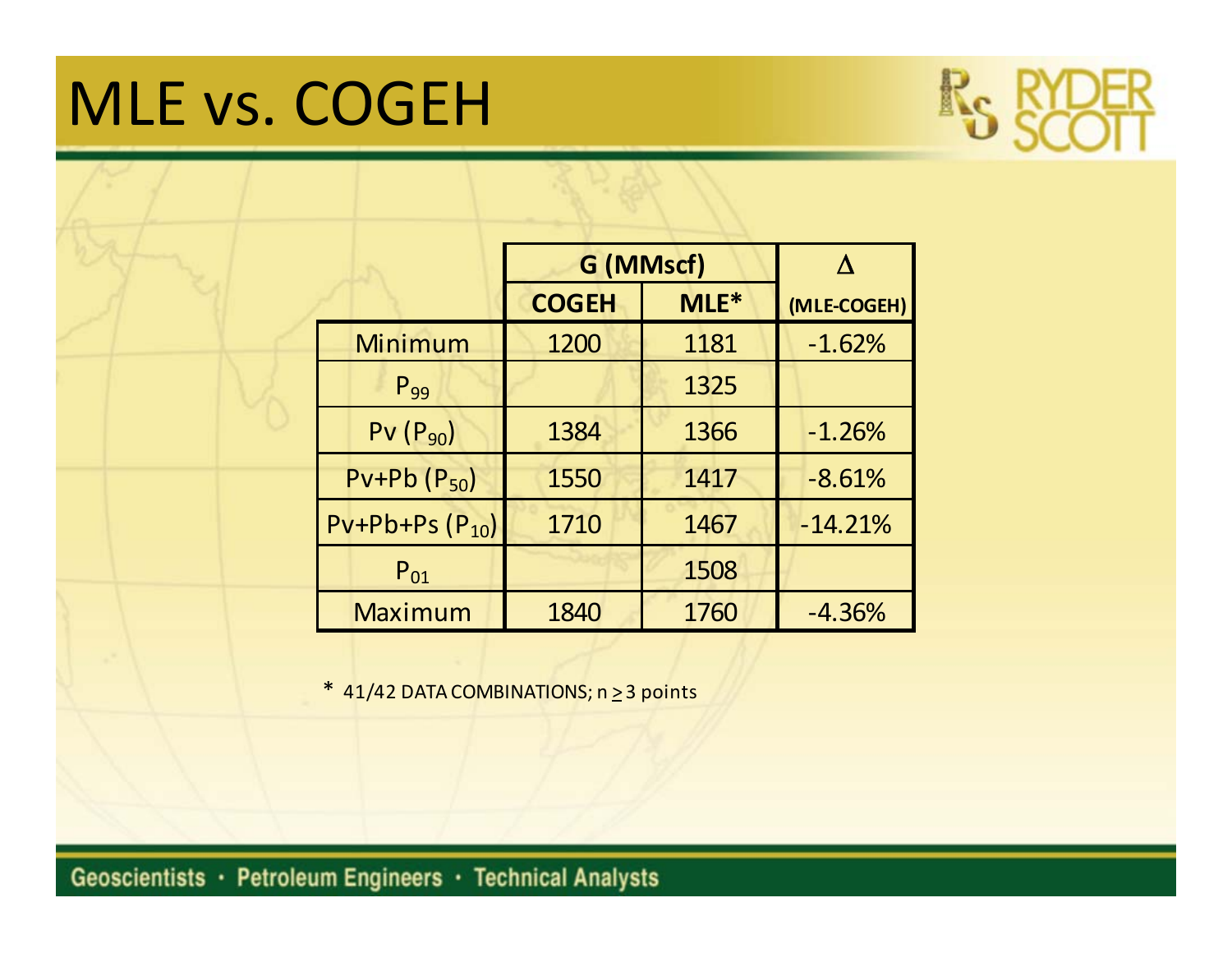# MLE vs. COGEH

| | G (MMscf) | | Δ |
|---|---|---|---|
| | COGEH | MLE* | (MLE-COGEH) |
| Minimum | 1200 | 1181 | -1.62% |
| $P_{99}$ | | 1325 | |
| Pv ($P_{90}$) | 1384 | 1366 | -1.26% |
| Pv+Pb ($P_{50}$) | 1550 | 1417 | -8.61% |
| Pv+Pb+Ps ($P_{10}$) | 1710 | 1467 | -14.21% |
| $P_{01}$ | | 1508 | |
| Maximum | 1840 | 1760 | -4.36% |

\* 41/42 DATA COMBINATIONS; n ≥ 3 points

Geoscientists · Petroleum Engineers · Technical Analysts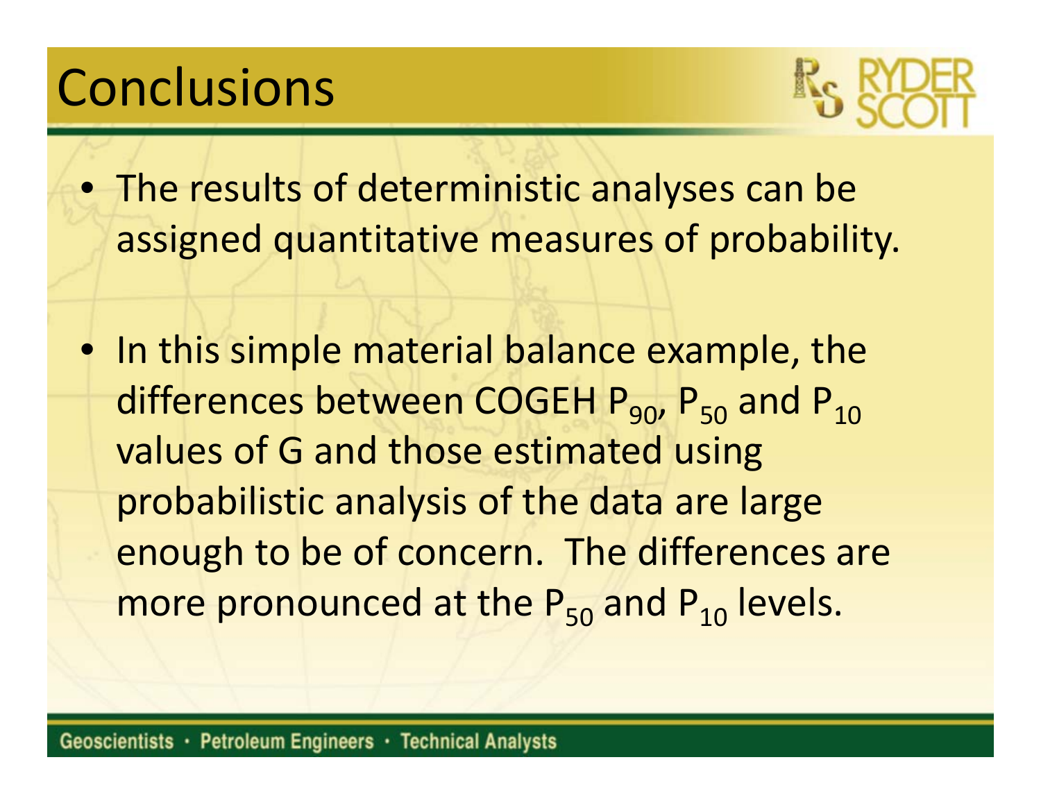# Conclusions

- The results of deterministic analyses can be assigned quantitative measures of probability.

- In this simple material balance example, the differences between COGEH $P_{90}$, $P_{50}$ and $P_{10}$ values of G and those estimated using probabilistic analysis of the data are large enough to be of concern. The differences are more pronounced at the $P_{50}$ and $P_{10}$ levels.

Geoscientists · Petroleum Engineers · Technical Analysts